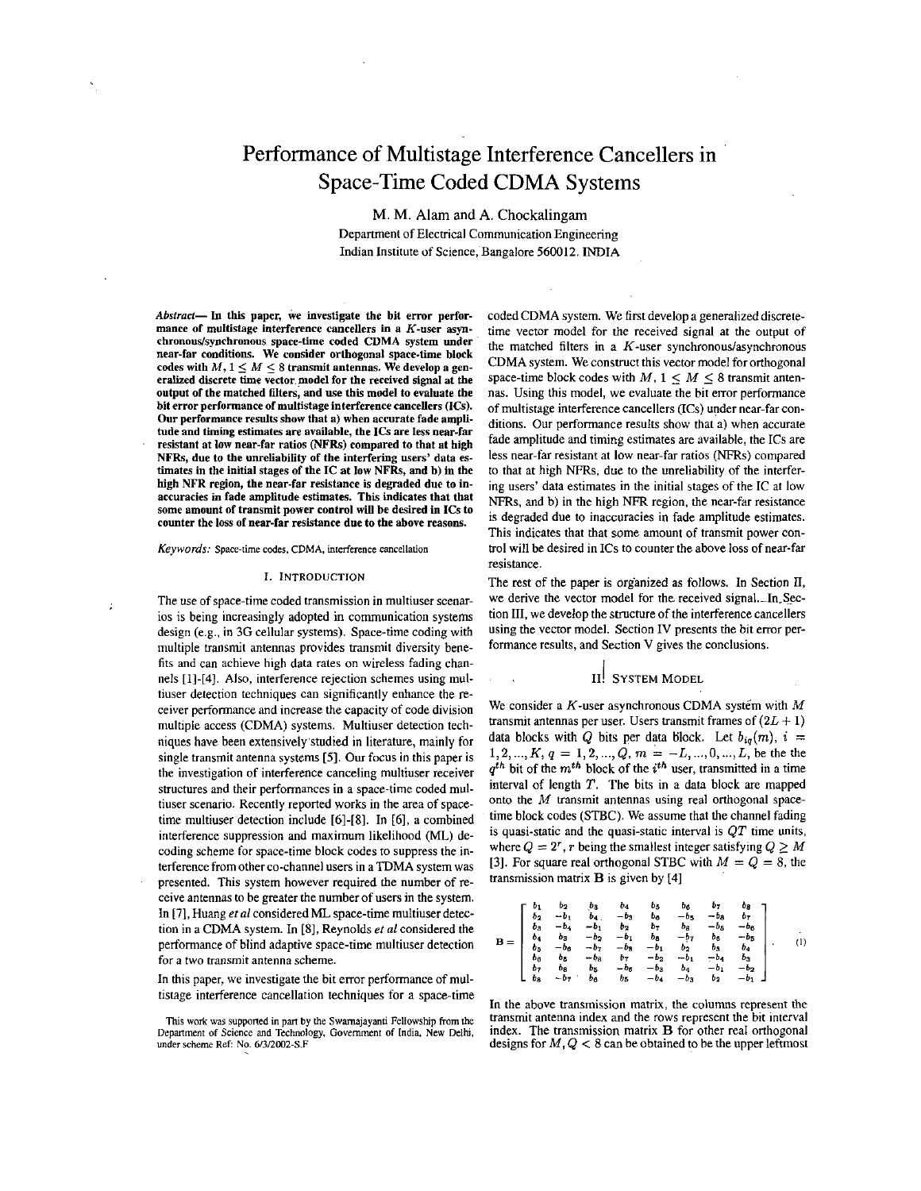# Performance of Multistage Interference Cancellers in Space-Time Coded CDMA Systems

M. M. Alam and A. Chockalingam

Department of Electrical Communication Engineering
Indian Institute of Science, Bangalore 560012. INDIA

***Abstract*— In this paper, we investigate the bit error performance of multistage interference cancellers in a $K$-user asynchronous/synchronous space-time coded CDMA system under near-far conditions. We consider orthogonal space-time block codes with $M$, $1 \leq M \leq 8$ transmit antennas. We develop a generalized discrete time vector model for the received signal at the output of the matched filters, and use this model to evaluate the bit error performance of multistage interference cancellers (ICs). Our performance results show that a) when accurate fade amplitude and timing estimates are available, the ICs are less near-far resistant at low near-far ratios (NFRs) compared to that at high NFRs, due to the unreliability of the interfering users' data estimates in the initial stages of the IC at low NFRs, and b) in the high NFR region, the near-far resistance is degraded due to inaccuracies in fade amplitude estimates. This indicates that that some amount of transmit power control will be desired in ICs to counter the loss of near-far resistance due to the above reasons.**

*Keywords:* Space-time codes, CDMA, interference cancellation

## I. Introduction

The use of space-time coded transmission in multiuser scenarios is being increasingly adopted in communication systems design (e.g., in 3G cellular systems). Space-time coding with multiple transmit antennas provides transmit diversity benefits and can achieve high data rates on wireless fading channels [1]-[4]. Also, interference rejection schemes using multiuser detection techniques can significantly enhance the receiver performance and increase the capacity of code division multiple access (CDMA) systems. Multiuser detection techniques have been extensively studied in literature, mainly for single transmit antenna systems [5]. Our focus in this paper is the investigation of interference canceling multiuser receiver structures and their performances in a space-time coded multiuser scenario. Recently reported works in the area of space-time multiuser detection include [6]-[8]. In [6], a combined interference suppression and maximum likelihood (ML) decoding scheme for space-time block codes to suppress the interference from other co-channel users in a TDMA system was presented. This system however required the number of receive antennas to be greater the number of users in the system. In [7], Huang *et al* considered ML space-time multiuser detection in a CDMA system. In [8], Reynolds *et al* considered the performance of blind adaptive space-time multiuser detection for a two transmit antenna scheme.

In this paper, we investigate the bit error performance of multistage interference cancellation techniques for a space-time coded CDMA system. We first develop a generalized discrete-time vector model for the received signal at the output of the matched filters in a $K$-user synchronous/asynchronous CDMA system. We construct this vector model for orthogonal space-time block codes with $M$, $1 \leq M \leq 8$ transmit antennas. Using this model, we evaluate the bit error performance of multistage interference cancellers (ICs) under near-far conditions. Our performance results show that a) when accurate fade amplitude and timing estimates are available, the ICs are less near-far resistant at low near-far ratios (NFRs) compared to that at high NFRs, due to the unreliability of the interfering users' data estimates in the initial stages of the IC at low NFRs, and b) in the high NFR region, the near-far resistance is degraded due to inaccuracies in fade amplitude estimates. This indicates that that some amount of transmit power control will be desired in ICs to counter the above loss of near-far resistance.

The rest of the paper is organized as follows. In Section II, we derive the vector model for the received signal. In Section III, we develop the structure of the interference cancellers using the vector model. Section IV presents the bit error performance results, and Section V gives the conclusions.

## II. System Model

We consider a $K$-user asynchronous CDMA system with $M$ transmit antennas per user. Users transmit frames of $(2L+1)$ data blocks with $Q$ bits per data block. Let $b_{iq}(m)$, $i = 1, 2, ..., K$, $q = 1, 2, ..., Q$, $m = -L, ..., 0, ..., L$, be the the $q^{th}$ bit of the $m^{th}$ block of the $i^{th}$ user, transmitted in a time interval of length $T$. The bits in a data block are mapped onto the $M$ transmit antennas using real orthogonal space-time block codes (STBC). We assume that the channel fading is quasi-static and the quasi-static interval is $QT$ time units, where $Q = 2^r$, $r$ being the smallest integer satisfying $Q \geq M$ [3]. For square real orthogonal STBC with $M = Q = 8$, the transmission matrix $\mathbf{B}$ is given by [4]

$$\mathbf{B} = \begin{bmatrix} b_1 & b_2 & b_3 & b_4 & b_5 & b_6 & b_7 & b_8 \\ b_2 & -b_1 & b_4 & -b_3 & b_6 & -b_5 & -b_8 & b_7 \\ b_3 & -b_4 & -b_1 & b_2 & b_7 & b_8 & -b_5 & -b_6 \\ b_4 & b_3 & -b_2 & -b_1 & b_8 & -b_7 & b_6 & -b_5 \\ b_5 & -b_6 & -b_7 & -b_8 & -b_1 & b_2 & b_3 & b_4 \\ b_6 & b_5 & -b_8 & b_7 & -b_2 & -b_1 & -b_4 & b_3 \\ b_7 & b_8 & b_5 & -b_6 & -b_3 & b_4 & -b_1 & -b_2 \\ b_8 & -b_7 & b_6 & b_5 & -b_4 & -b_3 & b_2 & -b_1 \end{bmatrix}. \quad (1)$$

In the above transmission matrix, the columns represent the transmit antenna index and the rows represent the bit interval index. The transmission matrix $\mathbf{B}$ for other real orthogonal designs for $M, Q < 8$ can be obtained to be the upper leftmost

This work was supported in part by the Swarnajayanti Fellowship from the Department of Science and Technology, Government of India, New Delhi, under scheme Ref: No. 6/3/2002-S.F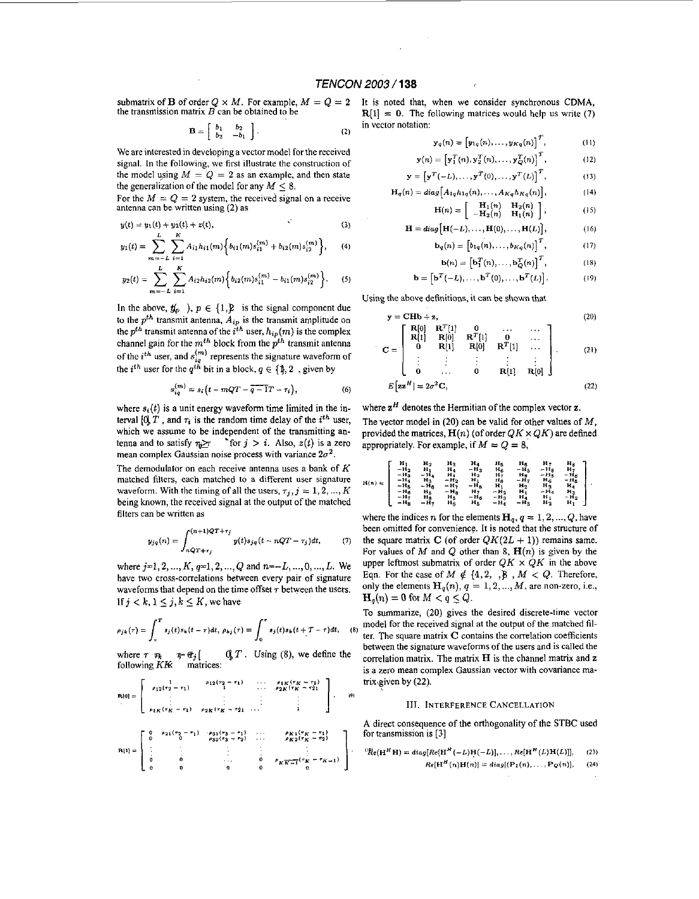submatrix of $\mathbf{B}$ of order $Q \times M$. For example, $M = Q = 2$ the transmission matrix $B$ can be obtained to be

$$\mathbf{B} = \begin{bmatrix} b_1 & b_2 \\ b_2 & -b_1 \end{bmatrix}. \tag{2}$$

We are interested in developing a vector model for the received signal. In the following, we first illustrate the construction of the model using $M = Q = 2$ as an example, and then state the generalization of the model for any $M \leq 8$.

For the $M = Q = 2$ system, the received signal on a receive antenna can be written using (2) as

$$y(t) = y_1(t) + y_2(t) + z(t), \tag{3}$$

$$y_1(t) = \sum_{m=-L}^{L} \sum_{i=1}^{K} A_{i1} h_{i1}(m) \Big\{ b_{i1}(m) s_{i1}^{(m)} + b_{i2}(m) s_{i2}^{(m)} \Big\}, \tag{4}$$

$$y_2(t) = \sum_{m=-L}^{L} \sum_{i=1}^{K} A_{i2} h_{i2}(m) \Big\{ b_{i2}(m) s_{i1}^{(m)} - b_{i1}(m) s_{i2}^{(m)} \Big\}. \tag{5}$$

In the above, $y_p(t)$, $p \in \{1, 2\}$ is the signal component due to the $p^{th}$ transmit antenna, $A_{ip}$ is the transmit amplitude on the $p^{th}$ transmit antenna of the $i^{th}$ user, $h_{ip}(m)$ is the complex channel gain for the $m^{th}$ block from the $p^{th}$ transmit antenna of the $i^{th}$ user, and $s_{iq}^{(m)}$ represents the signature waveform of the $i^{th}$ user for the $q^{th}$ bit in a block, $q \in \{1, 2\}$, given by

$$s_{iq}^{(m)} = s_i\big(t - mQT - \overline{q-1}T - \tau_i\big), \tag{6}$$

where $s_i(t)$ is a unit energy waveform time limited in the interval $[0, T]$, and $\tau_i$ is the random time delay of the $i^{th}$ user, which we assume to be independent of the transmitting antenna and to satisfy $\tau_j \geq \tau_i$ for $j > i$. Also, $z(t)$ is a zero mean complex Gaussian noise process with variance $2\sigma^2$.

The demodulator on each receive antenna uses a bank of $K$ matched filters, each matched to a different user signature waveform. With the timing of all the users, $\tau_j, j = 1, 2, ..., K$ being known, the received signal at the output of the matched filters can be written as

$$y_{jq}(n) = \int_{nQT+\tau_j}^{(n+1)QT+\tau_j} y(t) s_{jq}(t - nQT - \tau_j) dt, \tag{7}$$

where $j$=1, 2, ..., $K$, $q$=1, 2, ..., $Q$ and $n$=$-L$, ..., 0, ..., $L$. We have two cross-correlations between every pair of signature waveforms that depend on the time offset $\tau$ between the users. If $j < k$, $1 \leq j, k \leq K$, we have

$$\rho_{jk}(\tau) = \int_{\tau}^{T} s_j(t) s_k(t - \tau) dt, \; \rho_{kj}(\tau) = \int_{0}^{\tau} s_j(t) s_k(t + T - \tau) dt, \tag{8}$$

where $\tau = \tau_k - \tau_j \in [0, T]$. Using (8), we define the following $K \times K$ matrices:

$$\mathbf{R}[0] = \begin{bmatrix} 1 & \rho_{12}(\tau_2 - \tau_1) & \cdots & \rho_{1K}(\tau_K - \tau_1) \\ \rho_{12}(\tau_2 - \tau_1) & 1 & \cdots & \rho_{2K}(\tau_K - \tau_2) \\ \vdots & \vdots & & \vdots \\ \rho_{1K}(\tau_K - \tau_1) & \rho_{2K}(\tau_K - \tau_2) & \cdots & 1 \end{bmatrix}, \tag{9}$$

$$\mathbf{R}[1] = \begin{bmatrix} 0 & \rho_{21}(\tau_2 - \tau_1) & \rho_{31}(\tau_3 - \tau_1) & \cdots & \rho_{K1}(\tau_K - \tau_1) \\ 0 & 0 & \rho_{32}(\tau_3 - \tau_2) & \cdots & \rho_{K2}(\tau_K - \tau_2) \\ \vdots & \vdots & \vdots & & \vdots \\ 0 & 0 & \cdots & 0 & \rho_{K\,K-1}(\tau_K - \tau_{K-1}) \\ 0 & 0 & 0 & 0 & 0 \end{bmatrix}.$$

It is noted that, when we consider synchronous CDMA, $\mathbf{R}[1] = \mathbf{0}$. The following matrices would help us write (7) in vector notation:

$$\mathbf{y}_q(n) = \big[y_{1q}(n), \ldots, y_{Kq}(n)\big]^T, \tag{11}$$

$$\mathbf{y}(n) = \big[\mathbf{y}_1^T(n), \mathbf{y}_2^T(n), \ldots, \mathbf{y}_Q^T(n)\big]^T, \tag{12}$$

$$\mathbf{y} = \big[\mathbf{y}^T(-L), \ldots, \mathbf{y}^T(0), \ldots, \mathbf{y}^T(L)\big]^T, \tag{13}$$

$$\mathbf{H}_q(n) = diag\big[A_{1q} h_{1q}(n), \ldots, A_{Kq} h_{Kq}(n)\big], \tag{14}$$

$$\mathbf{H}(n) = \begin{bmatrix} \mathbf{H}_1(n) & \mathbf{H}_2(n) \\ -\mathbf{H}_2(n) & \mathbf{H}_1(n) \end{bmatrix}, \tag{15}$$

$$\mathbf{H} = diag\big[\mathbf{H}(-L), \ldots, \mathbf{H}(0), \ldots, \mathbf{H}(L)\big], \tag{16}$$

$$\mathbf{b}_q(n) = \big[b_{1q}(n), \ldots, b_{Kq}(n)\big]^T, \tag{17}$$

$$\mathbf{b}(n) = \big[\mathbf{b}_1^T(n), \ldots, \mathbf{b}_Q^T(n)\big]^T, \tag{18}$$

$$\mathbf{b} = \big[\mathbf{b}^T(-L), \ldots, \mathbf{b}^T(0), \ldots, \mathbf{b}^T(L)\big]. \tag{19}$$

Using the above definitions, it can be shown that

$$\mathbf{y} = \mathbf{CHb} + \mathbf{z}, \tag{20}$$

$$\mathbf{C} = \begin{bmatrix} \mathbf{R}[0] & \mathbf{R}^T[1] & \mathbf{0} & \cdots & \cdots \\ \mathbf{R}[1] & \mathbf{R}[0] & \mathbf{R}^T[1] & \mathbf{0} & \cdots \\ \mathbf{0} & \mathbf{R}[1] & \mathbf{R}[0] & \mathbf{R}^T[1] & \cdots \\ \vdots & \vdots & \vdots & \vdots & \vdots \\ \mathbf{0} & \cdots & \mathbf{0} & \mathbf{R}[1] & \mathbf{R}[0] \end{bmatrix}, \tag{21}$$

$$E\big[\mathbf{z}\mathbf{z}^H\big] = 2\sigma^2 \mathbf{C}, \tag{22}$$

where $\mathbf{z}^H$ denotes the Hermitian of the complex vector $\mathbf{z}$.

The vector model in (20) can be valid for other values of $M$, provided the matrices, $\mathbf{H}(n)$ (of order $QK \times QK$) are defined appropriately. For example, if $M = Q = 8$,

$$\mathbf{H}(n) = \begin{bmatrix} \mathbf{H}_1 & \mathbf{H}_2 & \mathbf{H}_3 & \mathbf{H}_4 & \mathbf{H}_5 & \mathbf{H}_6 & \mathbf{H}_7 & \mathbf{H}_8 \\ -\mathbf{H}_2 & \mathbf{H}_1 & \mathbf{H}_4 & -\mathbf{H}_3 & \mathbf{H}_6 & -\mathbf{H}_5 & -\mathbf{H}_8 & \mathbf{H}_7 \\ -\mathbf{H}_3 & -\mathbf{H}_4 & \mathbf{H}_1 & \mathbf{H}_2 & \mathbf{H}_7 & \mathbf{H}_8 & -\mathbf{H}_5 & -\mathbf{H}_6 \\ -\mathbf{H}_4 & \mathbf{H}_3 & -\mathbf{H}_2 & \mathbf{H}_1 & \mathbf{H}_8 & -\mathbf{H}_7 & \mathbf{H}_6 & -\mathbf{H}_5 \\ -\mathbf{H}_5 & -\mathbf{H}_6 & -\mathbf{H}_7 & -\mathbf{H}_8 & \mathbf{H}_1 & \mathbf{H}_2 & \mathbf{H}_3 & \mathbf{H}_4 \\ -\mathbf{H}_6 & \mathbf{H}_5 & -\mathbf{H}_8 & \mathbf{H}_7 & -\mathbf{H}_2 & \mathbf{H}_1 & -\mathbf{H}_4 & \mathbf{H}_3 \\ -\mathbf{H}_7 & \mathbf{H}_8 & \mathbf{H}_5 & -\mathbf{H}_6 & -\mathbf{H}_3 & \mathbf{H}_4 & \mathbf{H}_1 & -\mathbf{H}_2 \\ -\mathbf{H}_8 & -\mathbf{H}_7 & \mathbf{H}_6 & \mathbf{H}_5 & -\mathbf{H}_4 & -\mathbf{H}_3 & \mathbf{H}_2 & \mathbf{H}_1 \end{bmatrix},$$

where the indices $n$ for the elements $\mathbf{H}_q, q = 1, 2, ..., Q$, have been omitted for convenience. It is noted that the structure of the square matrix $\mathbf{C}$ (of order $QK(2L + 1)$) remains same. For values of $M$ and $Q$ other than 8, $\mathbf{H}(n)$ is given by the upper leftmost submatrix of order $QK \times QK$ in the above Eqn. For the case of $M \notin \{4, 2, 8\}$, $M < Q$. Therefore, only the elements $\mathbf{H}_q(n)$, $q = 1, 2, ..., M$, are non-zero, i.e., $\mathbf{H}_q(n) = \mathbf{0}$ for $M < q \leq Q$.

To summarize, (20) gives the desired discrete-time vector model for the received signal at the output of the matched filter. The square matrix $\mathbf{C}$ contains the correlation coefficients between the signature waveforms of the users and is called the correlation matrix. The matrix $\mathbf{H}$ is the channel matrix and $\mathbf{z}$ is a zero mean complex Gaussian vector with covariance matrix given by (22).

## III. Interference Cancellation

A direct consequence of the orthogonality of the STBC used for transmission is [3]

$$Re(\mathbf{H}^H \mathbf{H}) = diag[Re[\mathbf{H}^H(-L)\mathbf{H}(-L)], \ldots, Re[\mathbf{H}^H(L)\mathbf{H}(L)]], \tag{23}$$

$$Re[\mathbf{H}^H(n)\mathbf{H}(n)] = diag[(\mathbf{P}_1(n), \ldots, \mathbf{P}_Q(n)], \tag{24}$$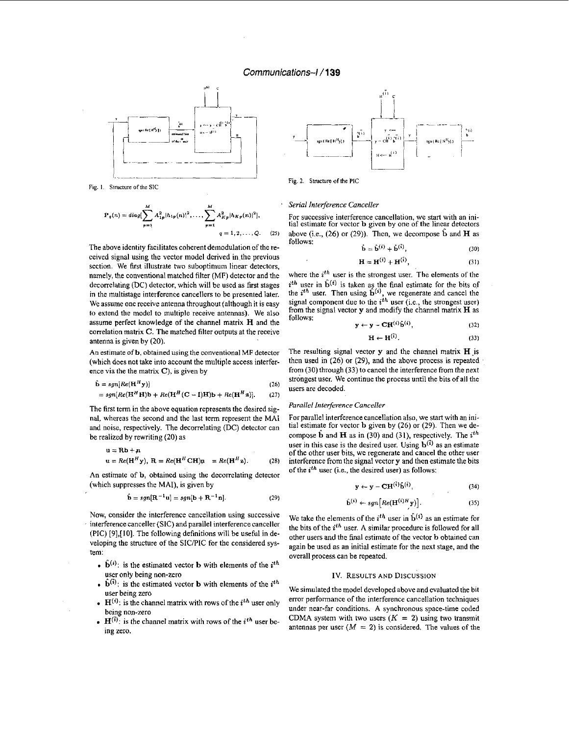Fig. 1. Structure of the SIC

Fig. 2. Structure of the PIC

$$\mathbf{P}_q(n) = diag[\sum_{p=1}^{M} A_{1p}^2 |h_{1p}(n)|^2, \ldots, \sum_{p=1}^{M} A_{Kp}^2 |h_{Kp}(n)|^2],$$
$$q = 1, 2, \ldots, Q. \quad (25)$$

The above identity facilitates coherent demodulation of the received signal using the vector model derived in the previous section. We first illustrate two suboptimum linear detectors, namely, the conventional matched filter (MF) detector and the decorrelating (DC) detector, which will be used as first stages in the multistage interference cancellers to be presented later. We assume one receive antenna throughout (although it is easy to extend the model to multiple receive antennas). We also assume perfect knowledge of the channel matrix $\mathbf{H}$ and the correlation matrix $\mathbf{C}$. The matched filter outputs at the receive antenna is given by (20).

An estimate of $\mathbf{b}$, obtained using the conventional MF detector (which does not take into account the multiple access interference via the the matrix $\mathbf{C}$), is given by

$$\hat{\mathbf{b}} = sgn[Re(\mathbf{H}^H \mathbf{y})] \quad (26)$$
$$= sgn[Re(\mathbf{H}^H \mathbf{H})\mathbf{b} + Re(\mathbf{H}^H(\mathbf{C} - \mathbf{I})\mathbf{H})\mathbf{b} + Re(\mathbf{H}^H \mathbf{z})]. \quad (27)$$

The first term in the above equation represents the desired signal, whereas the second and the last term represent the MAI and noise, respectively. The decorrelating (DC) detector can be realized by rewriting (20) as

$$\mathbf{u} = \mathbf{R}\mathbf{b} + \mathbf{n}$$
$$\mathbf{u} = Re(\mathbf{H}^H \mathbf{y}),\ \mathbf{R} = Re(\mathbf{H}^H \mathbf{C}\mathbf{H})\mathbf{n} \ = Re(\mathbf{H}^H \mathbf{z}). \quad (28)$$

An estimate of $\mathbf{b}$, obtained using the decorrelating detector (which suppresses the MAI), is given by

$$\hat{\mathbf{b}} = sgn[\mathbf{R}^{-1}\mathbf{u}] = sgn[\mathbf{b} + \mathbf{R}^{-1}\mathbf{n}]. \quad (29)$$

Now, consider the interference cancellation using successive interference canceller (SIC) and parallel interference canceller (PIC) [9],[10]. The following definitions will be useful in developing the structure of the SIC/PIC for the considered system:

- $\hat{\mathbf{b}}^{(i)}$: is the estimated vector $\mathbf{b}$ with elements of the $i^{th}$ user only being non-zero
- $\hat{\mathbf{b}}^{(\bar{i})}$: is the estimated vector $\mathbf{b}$ with elements of the $i^{th}$ user being zero
- $\mathbf{H}^{(i)}$: is the channel matrix with rows of the $i^{th}$ user only being non-zero
- $\mathbf{H}^{(\bar{i})}$: is the channel matrix with rows of the $i^{th}$ user being zero.

*Serial Interference Canceller*

For successive interference cancellation, we start with an initial estimate for vector $\mathbf{b}$ given by one of the linear detectors above (i.e., (26) or (29)). Then, we decompose $\hat{\mathbf{b}}$ and $\mathbf{H}$ as follows:

$$\hat{\mathbf{b}} = \hat{\mathbf{b}}^{(i)} + \hat{\mathbf{b}}^{(\bar{i})}, \quad (30)$$

$$\mathbf{H} = \mathbf{H}^{(i)} + \mathbf{H}^{(\bar{i})}, \quad (31)$$

where the $i^{th}$ user is the strongest user. The elements of the $i^{th}$ user in $\hat{\mathbf{b}}^{(i)}$ is taken as the final estimate for the bits of the $i^{th}$ user. Then using $\hat{\mathbf{b}}^{(i)}$, we regenerate and cancel the signal component due to the $i^{th}$ user (i.e., the strongest user) from the signal vector $\mathbf{y}$ and modify the channel matrix $\mathbf{H}$ as follows:

$$\mathbf{y} \leftarrow \mathbf{y} - \mathbf{C}\mathbf{H}^{(i)}\hat{\mathbf{b}}^{(i)}, \quad (32)$$

$$\mathbf{H} \leftarrow \mathbf{H}^{(\bar{i})}. \quad (33)$$

The resulting signal vector $\mathbf{y}$ and the channel matrix $\mathbf{H}$ is then used in (26) or (29), and the above process is repeated from (30) through (33) to cancel the interference from the next strongest user. We continue the process until the bits of all the users are decoded.

*Parallel Interference Canceller*

For parallel interference cancellation also, we start with an initial estimate for vector $\mathbf{b}$ given by (26) or (29). Then we decompose $\hat{\mathbf{b}}$ and $\mathbf{H}$ as in (30) and (31), respectively. The $i^{th}$ user in this case is the desired user. Using $\hat{\mathbf{b}}^{(\bar{i})}$ as an estimate of the other user bits, we regenerate and cancel the other user interference from the signal vector $\mathbf{y}$ and then estimate the bits of the $i^{th}$ user (i.e., the desired user) as follows:

$$\mathbf{y} \leftarrow \mathbf{y} - \mathbf{C}\mathbf{H}^{(\bar{i})}\hat{\mathbf{b}}^{(\bar{i})}, \quad (34)$$

$$\hat{\mathbf{b}}^{(i)} \leftarrow sgn\left[Re(\mathbf{H}^{(i)H}\mathbf{y})\right]. \quad (35)$$

We take the elements of the $i^{th}$ user in $\hat{\mathbf{b}}^{(i)}$ as an estimate for the bits of the $i^{th}$ user. A similar procedure is followed for all other users and the final estimate of the vector $\mathbf{b}$ obtained can again be used as an initial estimate for the next stage, and the overall process can be repeated.

## IV. Results and Discussion

We simulated the model developed above and evaluated the bit error performance of the interference cancellation techniques under near-far conditions. A synchronous space-time coded CDMA system with two users ($K = 2$) using two transmit antennas per user ($M = 2$) is considered. The values of the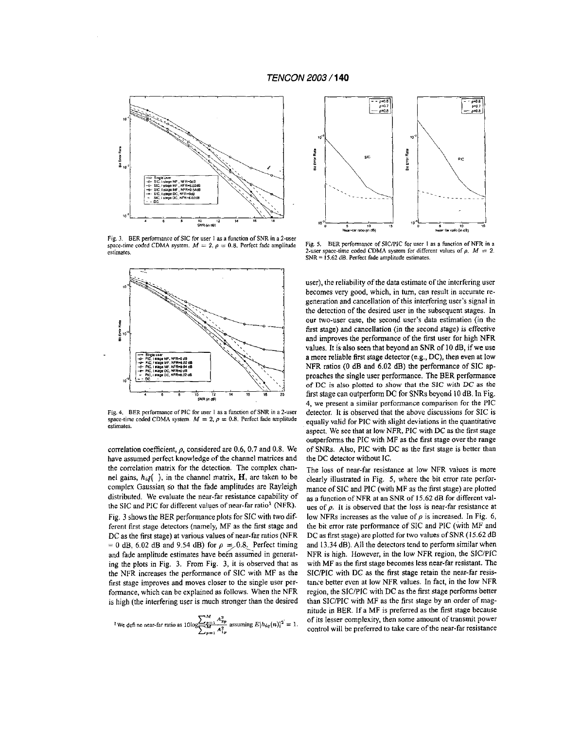Fig. 3. BER performance of SIC for user 1 as a function of SNR in a 2-user space-time coded CDMA system. $M = 2$, $\rho = 0.8$. Perfect fade amplitude estimates.

Fig. 4. BER performance of PIC for user 1 as a function of SNR in a 2-user space-time coded CDMA system. $M = 2$, $\rho = 0.8$. Perfect fade amplitude estimates.

Fig. 5. BER performance of SIC/PIC for user 1 as a function of NFR in a 2-user space-time coded CDMA system for different values of $\rho$. $M = 2$. SNR = 15.62 dB. Perfect fade amplitude estimates.

correlation coefficient, $\rho$, considered are 0.6, 0.7 and 0.8. We have assumed perfect knowledge of the channel matrices and the correlation matrix for the detection. The complex channel gains, $h_{iq}(\,)$, in the channel matrix, $\mathbf{H}$, are taken to be complex Gaussian, so that the fade amplitudes are Rayleigh distributed. We evaluate the near-far resistance capability of the SIC and PIC for different values of near-far ratio[1] (NFR).

Fig. 3 shows the BER performance plots for SIC with two different first stage detectors (namely, MF as the first stage and DC as the first stage) at various values of near-far ratios (NFR = 0 dB, 6.02 dB and 9.54 dB) for $\rho = 0.8$. Perfect timing and fade amplitude estimates have been assumed in generating the plots in Fig. 3. From Fig. 3, it is observed that as the NFR increases the performance of SIC with MF as the first stage improves and moves closer to the single user performance, which can be explained as follows. When the NFR is high (the interfering user is much stronger than the desired user), the reliability of the data estimate of the interfering user becomes very good, which, in turn, can result in accurate regeneration and cancellation of this interfering user's signal in the detection of the desired user in the subsequent stages. In our two-user case, the second user's data estimation (in the first stage) and cancellation (in the second stage) is effective and improves the performance of the first user for high NFR values. It is also seen that beyond an SNR of 10 dB, if we use a more reliable first stage detector (e.g., DC), then even at low NFR ratios (0 dB and 6.02 dB) the performance of SIC approaches the single user performance. The BER performance of DC is also plotted to show that the SIC with DC as the first stage can outperform DC for SNRs beyond 10 dB. In Fig. 4, we present a similar performance comparison for the PIC detector. It is observed that the above discussions for SIC is equally valid for PIC with slight deviations in the quantitative aspect. We see that at low NFR, PIC with DC as the first stage outperforms the PIC with MF as the first stage over the range of SNRs. Also, PIC with DC as the first stage is better than the DC detector without IC.

The loss of near-far resistance at low NFR values is more clearly illustrated in Fig. 5, where the bit error rate performance of SIC and PIC (with MF as the first stage) are plotted as a function of NFR at an SNR of 15.62 dB for different values of $\rho$. It is observed that the loss is near-far resistance at low NFRs increases as the value of $\rho$ is increased. In Fig. 6, the bit error rate performance of SIC and PIC (with MF and DC as first stage) are plotted for two values of SNR (15.62 dB and 13.34 dB). All the detectors tend to perform similar when NFR is high. However, in the low NFR region, the SIC/PIC with MF as the first stage becomes less near-far resistant. The SIC/PIC with DC as the first stage retain the near-far resistance better even at low NFR values. In fact, in the low NFR region, the SIC/PIC with DC as the first stage performs better than SIC/PIC with MF as the first stage by an order of magnitude in BER. If a MF is preferred as the first stage because of its lesser complexity, then some amount of transmit power control will be preferred to take care of the near-far resistance

[1] We define near-far ratio as $10\log\frac{\sum_{p=1}^{M} A_{2p}^2}{\sum_{p=1}^{M} A_{1p}^2}$ assuming $E|h_{iq}(n)|^2 = 1$.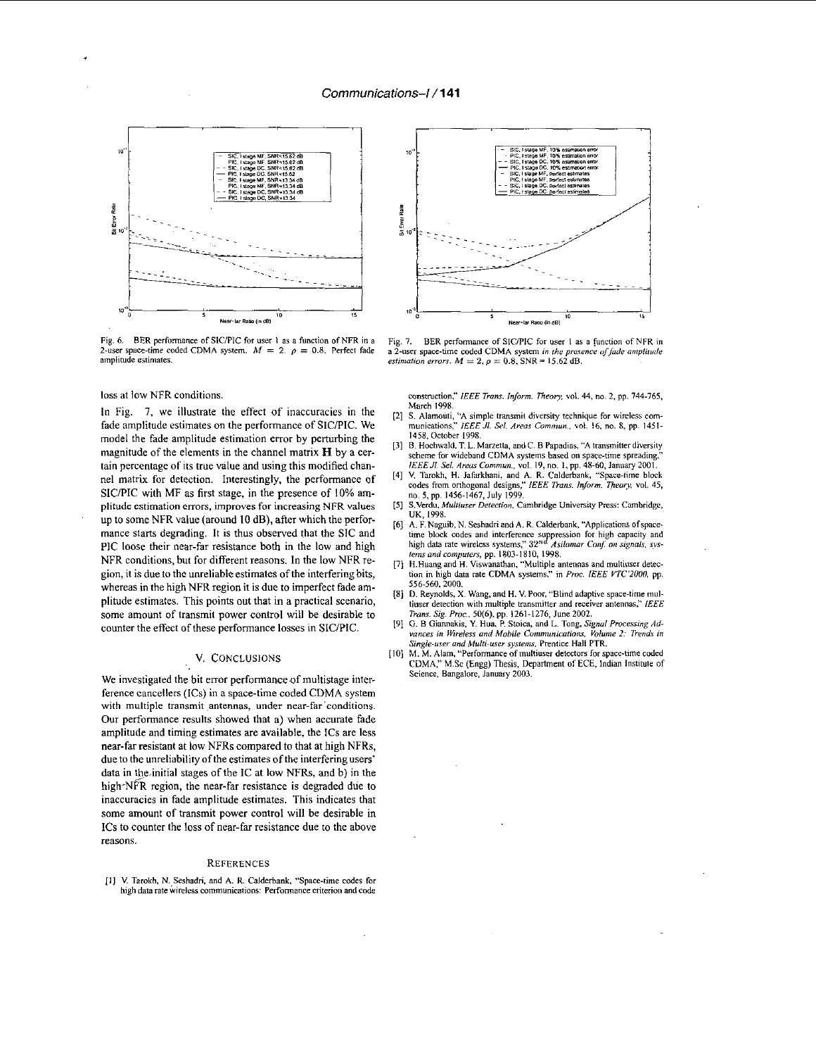$10^{-1}$

— SIC, I stage MF, SNR=15.62 dB
PIC, I stage MF, SNR=15.62 dB
- - SIC, I stage DC, SNR=15.62 dB
— PIC, I stage DC, SNR=15.62
— SIC, I stage MF, SNR=13.34 dB
PIC, I stage MF, SNR=13.34 dB
- - SIC, I stage DC, SNR=13.34 dB
— PIC, I stage DC, SNR=13.34

Bit Error Rate

$10^{-2}$

$10^{-3}$

0 5 10 15

Near-far Ratio (in dB)

Fig. 6. BER performance of SIC/PIC for user 1 as a function of NFR in a 2-user space-time coded CDMA system. $M = 2$, $\rho = 0.8$. Perfect fade amplitude estimates.

$10^{-1}$

— SIC, I stage MF, 10% estimation error
PIC, I stage MF, 10% estimation error
- - SIC, I stage DC, 10% estimation error
— PIC, I stage DC, 10% estimation error
— SIC, I stage MF, perfect estimates
PIC, I stage MF, perfect estimates
- - SIC, I stage DC, perfect estimates
— PIC, I stage DC, perfect estimates

Bit Error Rate

$10^{-2}$

$10^{-3}$

0 5 10 15

Near-far Ratio (in dB)

Fig. 7. BER performance of SIC/PIC for user 1 as a function of NFR in a 2-user space-time coded CDMA system *in the presence of fade amplitude estimation errors*. $M = 2$, $\rho = 0.8$, SNR = 15.62 dB.

loss at low NFR conditions.

In Fig. 7, we illustrate the effect of inaccuracies in the fade amplitude estimates on the performance of SIC/PIC. We model the fade amplitude estimation error by perturbing the magnitude of the elements in the channel matrix $\mathbf{H}$ by a certain percentage of its true value and using this modified channel matrix for detection. Interestingly, the performance of SIC/PIC with MF as first stage, in the presence of 10% amplitude estimation errors, improves for increasing NFR values up to some NFR value (around 10 dB), after which the performance starts degrading. It is thus observed that the SIC and PIC loose their near-far resistance both in the low and high NFR conditions, but for different reasons. In the low NFR region, it is due to the unreliable estimates of the interfering bits, whereas in the high NFR region it is due to imperfect fade amplitude estimates. This points out that in a practical scenario, some amount of transmit power control will be desirable to counter the effect of these performance losses in SIC/PIC.

## V. Conclusions

We investigated the bit error performance of multistage interference cancellers (ICs) in a space-time coded CDMA system with multiple transmit antennas, under near-far conditions. Our performance results showed that a) when accurate fade amplitude and timing estimates are available, the ICs are less near-far resistant at low NFRs compared to that at high NFRs, due to the unreliability of the estimates of the interfering users' data in the initial stages of the IC at low NFRs, and b) in the high NFR region, the near-far resistance is degraded due to inaccuracies in fade amplitude estimates. This indicates that some amount of transmit power control will be desirable in ICs to counter the loss of near-far resistance due to the above reasons.

## References

[1] V. Tarokh, N. Seshadri, and A. R. Calderbank, "Space-time codes for high data rate wireless communications: Performance criterion and code construction," *IEEE Trans. Inform. Theory*, vol. 44, no. 2, pp. 744-765, March 1998.

[2] S. Alamouti, "A simple transmit diversity technique for wireless communications," *IEEE Jl. Sel. Areas Commun.*, vol. 16, no. 8, pp. 1451-1458, October 1998.

[3] B. Hochwald, T. L. Marzetta, and C. B Papadias, "A transmitter diversity scheme for wideband CDMA systems based on space-time spreading," *IEEE Jl. Sel. Areas Commun.*, vol. 19, no. 1, pp. 48-60, January 2001.

[4] V. Tarokh, H. Jafarkhani, and A. R. Calderbank, "Space-time block codes from orthogonal designs," *IEEE Trans. Inform. Theory*, vol. 45, no. 5, pp. 1456-1467, July 1999.

[5] S. Verdu, *Multiuser Detection*, Cambridge University Press: Cambridge, UK, 1998.

[6] A. F. Naguib, N. Seshadri and A. R. Calderbank, "Applications of space-time block codes and interference suppression for high capacity and high data rate wireless systems," $32^{nd}$ *Asilomar Conf. on signals, systems and computers*, pp. 1803-1810, 1998.

[7] H. Huang and H. Viswanathan, "Multiple antennas and multiuser detection in high data rate CDMA systems," in *Proc. IEEE VTC'2000*, pp. 556-560, 2000.

[8] D. Reynolds, X. Wang, and H. V. Poor, "Blind adaptive space-time multiuser detection with multiple transmitter and receiver antennas," *IEEE Trans. Sig. Proc.*, 50(6), pp. 1261-1276, June 2002.

[9] G. B Giannakis, Y. Hua, P. Stoica, and L. Tong, *Signal Processing Advances in Wireless and Mobile Communications, Volume 2: Trends in Single-user and Multi-user systems*, Prentice Hall PTR.

[10] M. M. Alam, "Performance of multiuser detectors for space-time coded CDMA," M.Sc (Engg) Thesis, Department of ECE, Indian Institute of Science, Bangalore, January 2003.